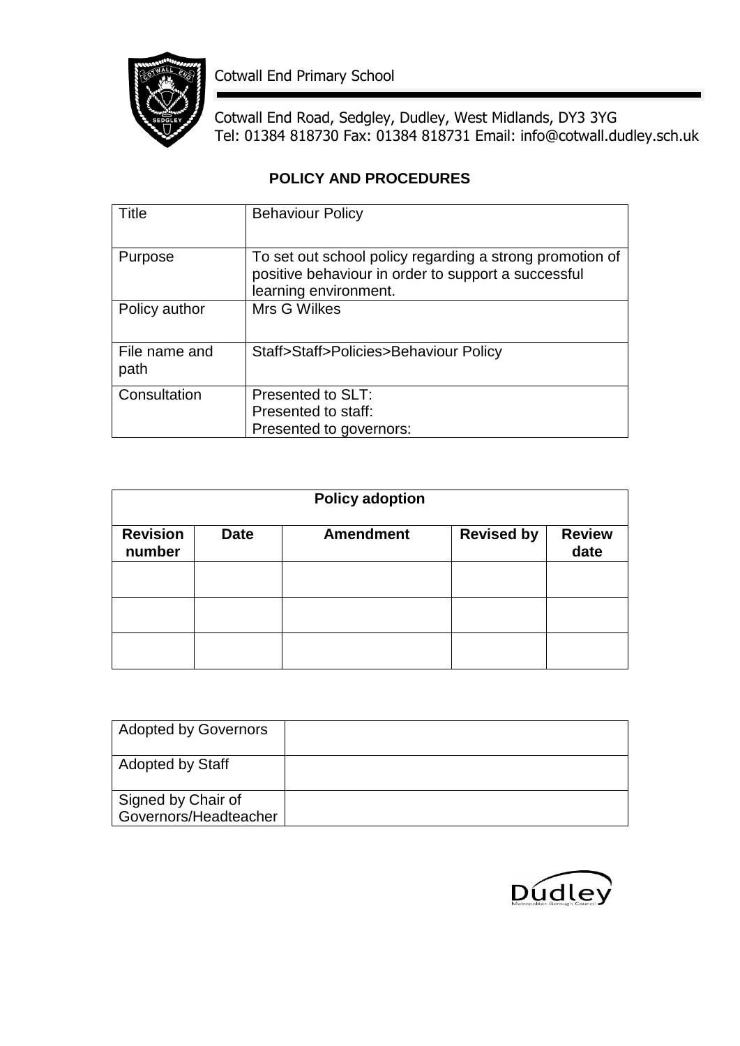Cotwall End Primary School

Cotwall End Road, Sedgley, Dudley, West Midlands, DY3 3YG
Tel: 01384 818730 Fax: 01384 818731 Email: info@cotwall.dudley.sch.uk

## POLICY AND PROCEDURES

| | |
|---|---|
| Title | Behaviour Policy |
| Purpose | To set out school policy regarding a strong promotion of positive behaviour in order to support a successful learning environment. |
| Policy author | Mrs G Wilkes |
| File name and path | Staff>Staff>Policies>Behaviour Policy |
| Consultation | Presented to SLT:<br>Presented to staff:<br>Presented to governors: |

| Policy adoption | | | | |
|---|---|---|---|---|
| **Revision number** | **Date** | **Amendment** | **Revised by** | **Review date** |
| | | | | |
| | | | | |
| | | | | |

| | |
|---|---|
| Adopted by Governors | |
| Adopted by Staff | |
| Signed by Chair of Governors/Headteacher | |

Dudley Metropolitan Borough Council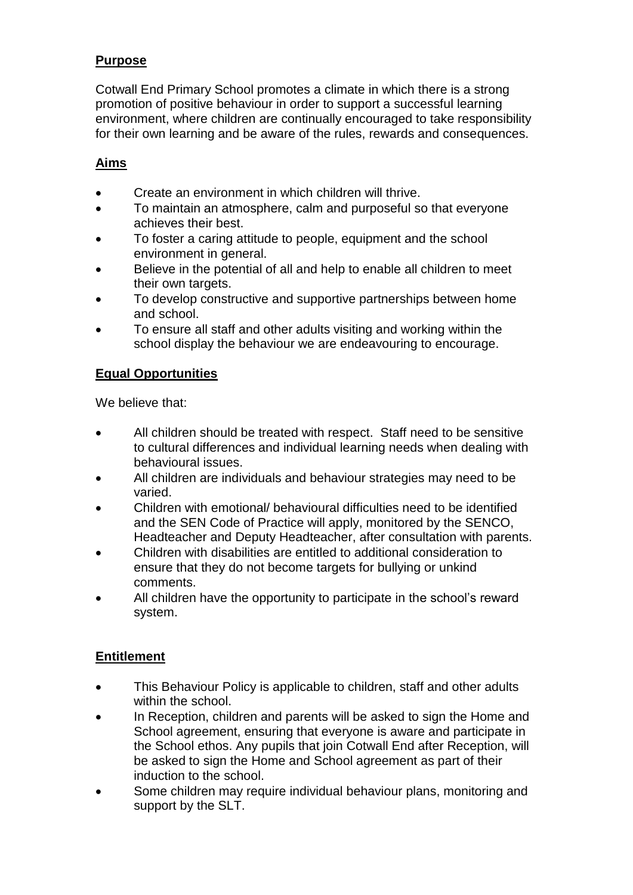## Purpose

Cotwall End Primary School promotes a climate in which there is a strong promotion of positive behaviour in order to support a successful learning environment, where children are continually encouraged to take responsibility for their own learning and be aware of the rules, rewards and consequences.

## Aims

- Create an environment in which children will thrive.
- To maintain an atmosphere, calm and purposeful so that everyone achieves their best.
- To foster a caring attitude to people, equipment and the school environment in general.
- Believe in the potential of all and help to enable all children to meet their own targets.
- To develop constructive and supportive partnerships between home and school.
- To ensure all staff and other adults visiting and working within the school display the behaviour we are endeavouring to encourage.

## Equal Opportunities

We believe that:

- All children should be treated with respect. Staff need to be sensitive to cultural differences and individual learning needs when dealing with behavioural issues.
- All children are individuals and behaviour strategies may need to be varied.
- Children with emotional/ behavioural difficulties need to be identified and the SEN Code of Practice will apply, monitored by the SENCO, Headteacher and Deputy Headteacher, after consultation with parents.
- Children with disabilities are entitled to additional consideration to ensure that they do not become targets for bullying or unkind comments.
- All children have the opportunity to participate in the school's reward system.

## Entitlement

- This Behaviour Policy is applicable to children, staff and other adults within the school.
- In Reception, children and parents will be asked to sign the Home and School agreement, ensuring that everyone is aware and participate in the School ethos. Any pupils that join Cotwall End after Reception, will be asked to sign the Home and School agreement as part of their induction to the school.
- Some children may require individual behaviour plans, monitoring and support by the SLT.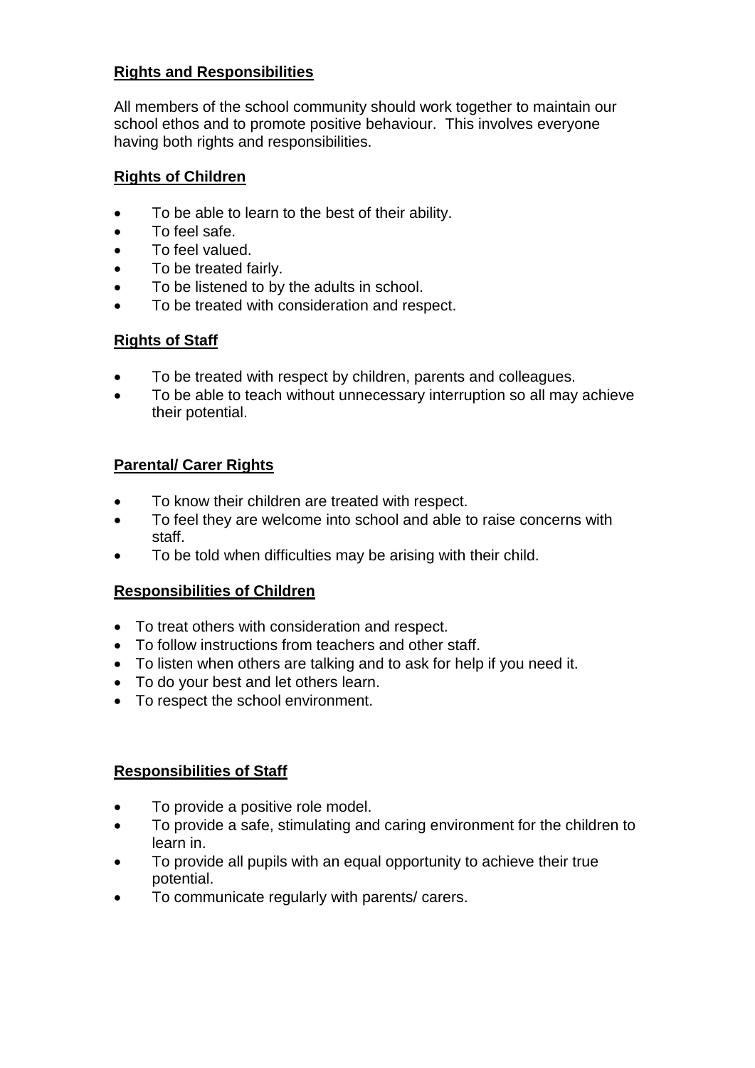## Rights and Responsibilities

All members of the school community should work together to maintain our school ethos and to promote positive behaviour. This involves everyone having both rights and responsibilities.

### Rights of Children

- To be able to learn to the best of their ability.
- To feel safe.
- To feel valued.
- To be treated fairly.
- To be listened to by the adults in school.
- To be treated with consideration and respect.

### Rights of Staff

- To be treated with respect by children, parents and colleagues.
- To be able to teach without unnecessary interruption so all may achieve their potential.

### Parental/ Carer Rights

- To know their children are treated with respect.
- To feel they are welcome into school and able to raise concerns with staff.
- To be told when difficulties may be arising with their child.

### Responsibilities of Children

- To treat others with consideration and respect.
- To follow instructions from teachers and other staff.
- To listen when others are talking and to ask for help if you need it.
- To do your best and let others learn.
- To respect the school environment.

### Responsibilities of Staff

- To provide a positive role model.
- To provide a safe, stimulating and caring environment for the children to learn in.
- To provide all pupils with an equal opportunity to achieve their true potential.
- To communicate regularly with parents/ carers.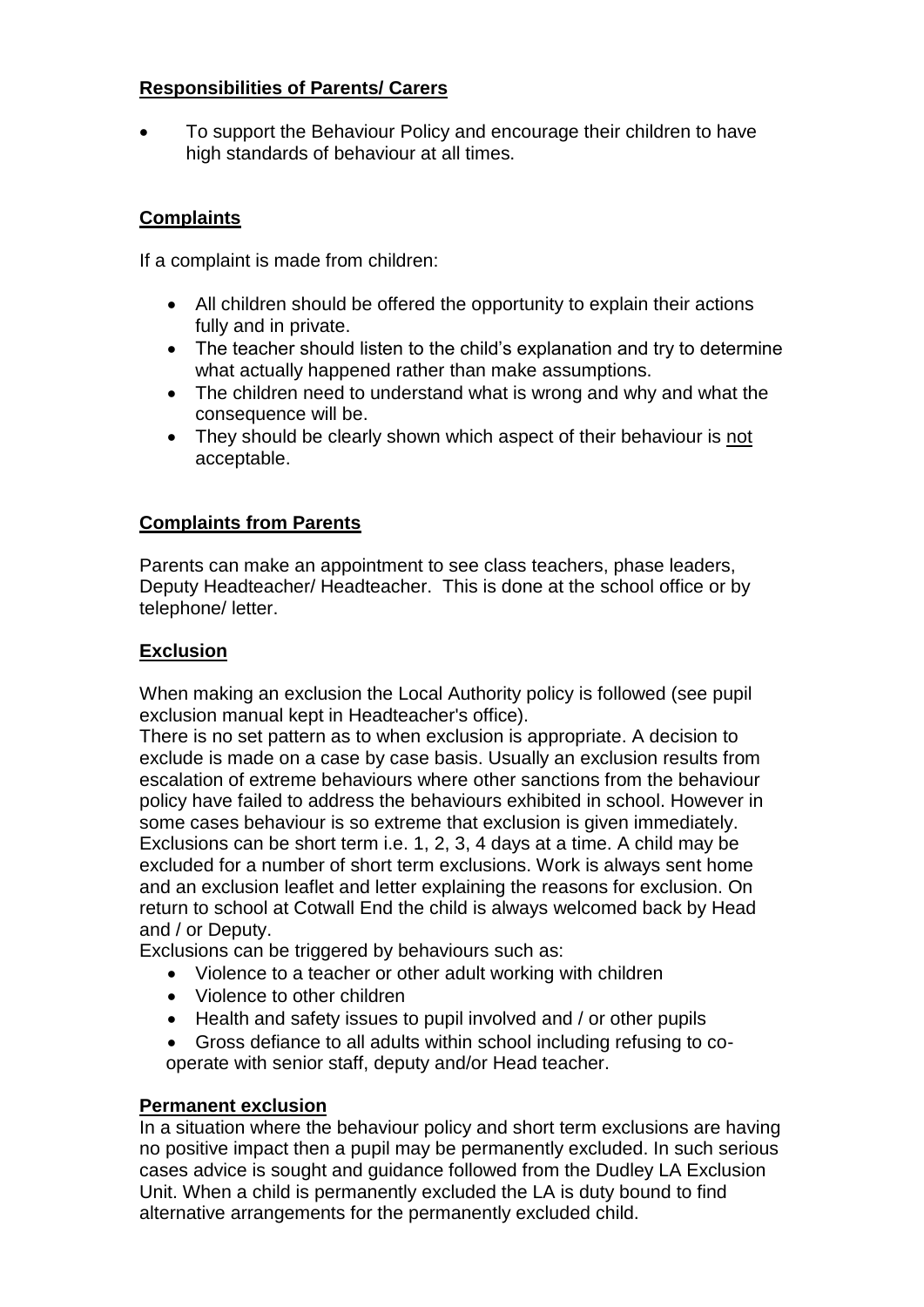## Responsibilities of Parents/ Carers

- To support the Behaviour Policy and encourage their children to have high standards of behaviour at all times.

## Complaints

If a complaint is made from children:

- All children should be offered the opportunity to explain their actions fully and in private.
- The teacher should listen to the child's explanation and try to determine what actually happened rather than make assumptions.
- The children need to understand what is wrong and why and what the consequence will be.
- They should be clearly shown which aspect of their behaviour is <u>not</u> acceptable.

## Complaints from Parents

Parents can make an appointment to see class teachers, phase leaders, Deputy Headteacher/ Headteacher. This is done at the school office or by telephone/ letter.

## Exclusion

When making an exclusion the Local Authority policy is followed (see pupil exclusion manual kept in Headteacher's office).
There is no set pattern as to when exclusion is appropriate. A decision to exclude is made on a case by case basis. Usually an exclusion results from escalation of extreme behaviours where other sanctions from the behaviour policy have failed to address the behaviours exhibited in school. However in some cases behaviour is so extreme that exclusion is given immediately. Exclusions can be short term i.e. 1, 2, 3, 4 days at a time. A child may be excluded for a number of short term exclusions. Work is always sent home and an exclusion leaflet and letter explaining the reasons for exclusion. On return to school at Cotwall End the child is always welcomed back by Head and / or Deputy.
Exclusions can be triggered by behaviours such as:

- Violence to a teacher or other adult working with children
- Violence to other children
- Health and safety issues to pupil involved and / or other pupils
- Gross defiance to all adults within school including refusing to co-operate with senior staff, deputy and/or Head teacher.

## Permanent exclusion

In a situation where the behaviour policy and short term exclusions are having no positive impact then a pupil may be permanently excluded. In such serious cases advice is sought and guidance followed from the Dudley LA Exclusion Unit. When a child is permanently excluded the LA is duty bound to find alternative arrangements for the permanently excluded child.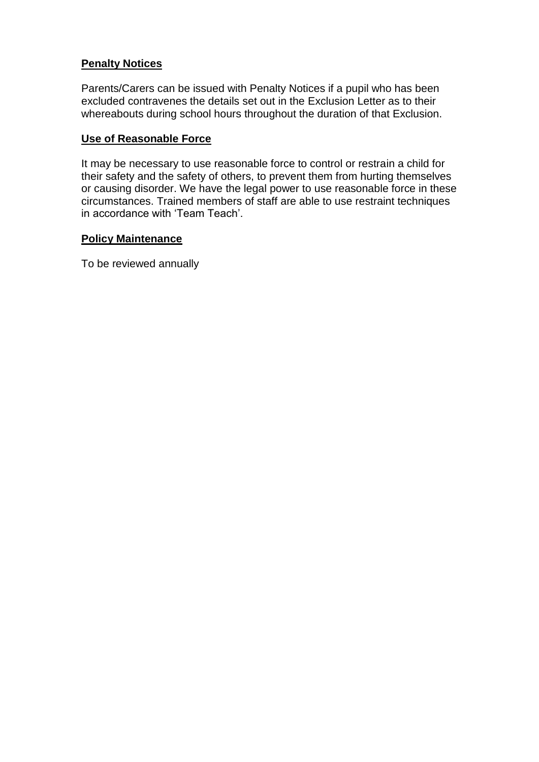## **Penalty Notices**

Parents/Carers can be issued with Penalty Notices if a pupil who has been excluded contravenes the details set out in the Exclusion Letter as to their whereabouts during school hours throughout the duration of that Exclusion.

## **Use of Reasonable Force**

It may be necessary to use reasonable force to control or restrain a child for their safety and the safety of others, to prevent them from hurting themselves or causing disorder. We have the legal power to use reasonable force in these circumstances. Trained members of staff are able to use restraint techniques in accordance with 'Team Teach'.

## **Policy Maintenance**

To be reviewed annually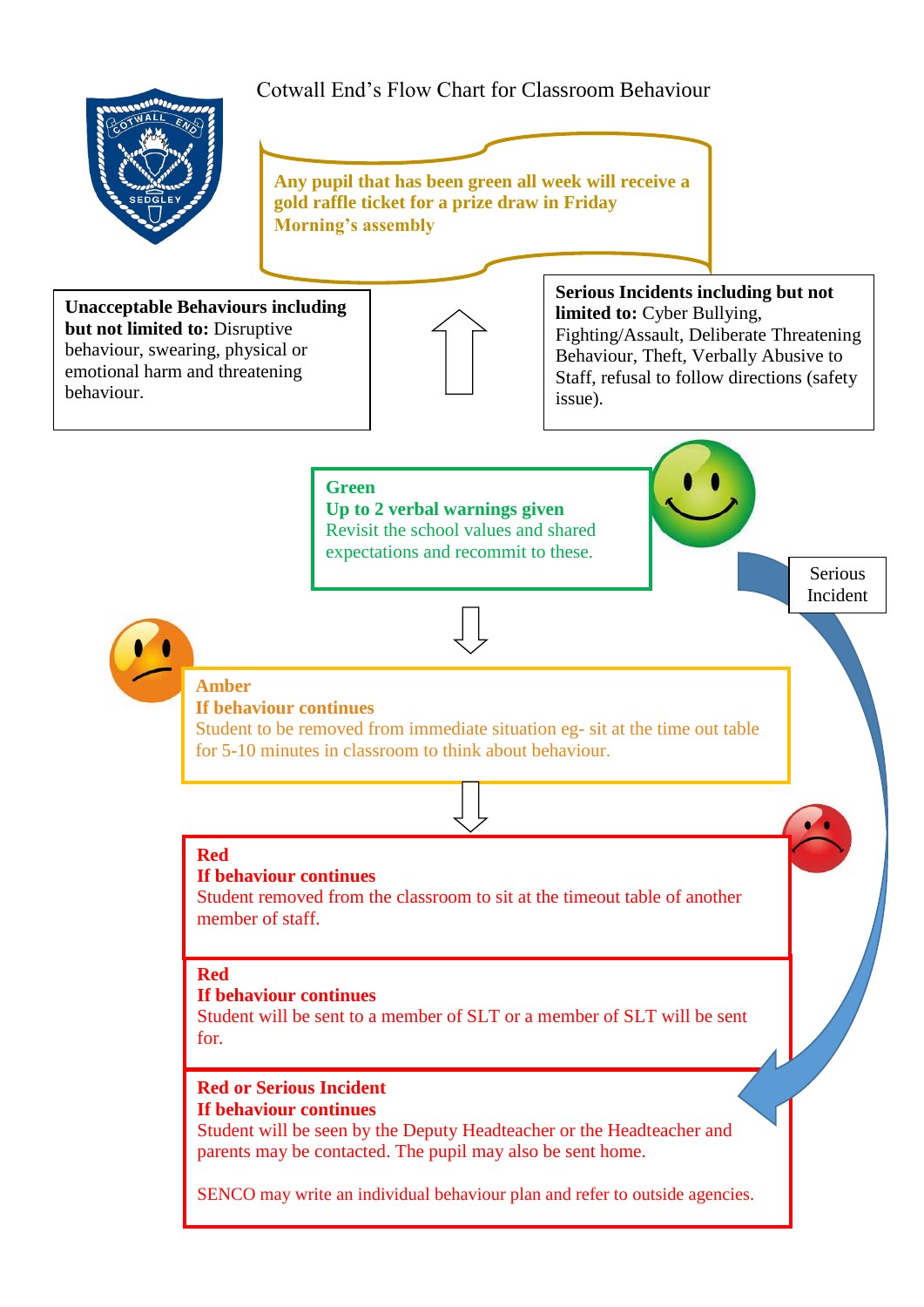# Cotwall End's Flow Chart for Classroom Behaviour

**Any pupil that has been green all week will receive a gold raffle ticket for a prize draw in Friday Morning's assembly**

**Unacceptable Behaviours including but not limited to:** Disruptive behaviour, swearing, physical or emotional harm and threatening behaviour.

**Serious Incidents including but not limited to:** Cyber Bullying, Fighting/Assault, Deliberate Threatening Behaviour, Theft, Verbally Abusive to Staff, refusal to follow directions (safety issue).

**Green**
**Up to 2 verbal warnings given**
Revisit the school values and shared expectations and recommit to these.

**Amber**
**If behaviour continues**
Student to be removed from immediate situation eg- sit at the time out table for 5-10 minutes in classroom to think about behaviour.

**Red**
**If behaviour continues**
Student removed from the classroom to sit at the timeout table of another member of staff.

**Red**
**If behaviour continues**
Student will be sent to a member of SLT or a member of SLT will be sent for.

Serious Incident

**Red or Serious Incident**
**If behaviour continues**
Student will be seen by the Deputy Headteacher or the Headteacher and parents may be contacted. The pupil may also be sent home.

SENCO may write an individual behaviour plan and refer to outside agencies.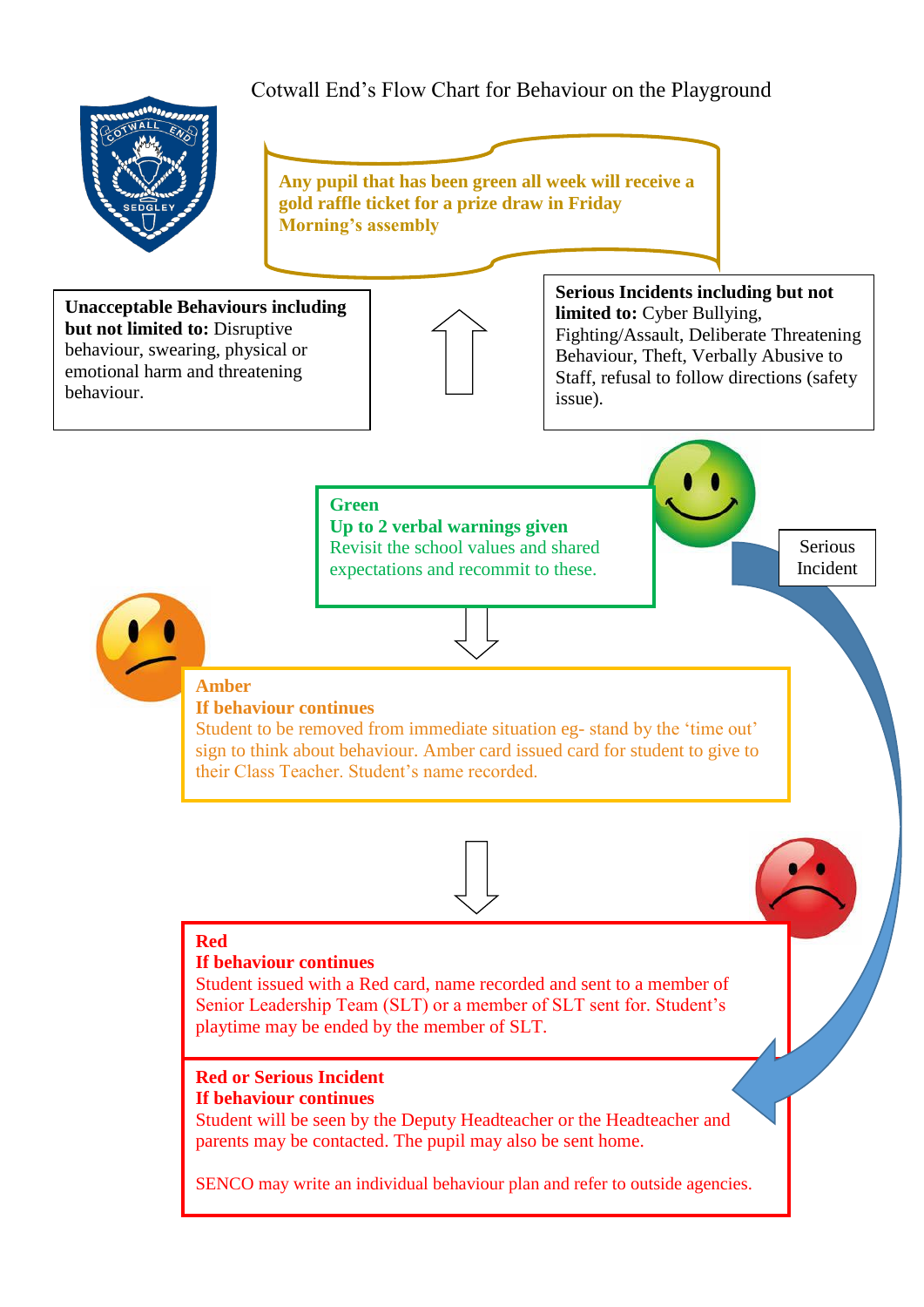# Cotwall End's Flow Chart for Behaviour on the Playground

**Any pupil that has been green all week will receive a gold raffle ticket for a prize draw in Friday Morning's assembly**

**Unacceptable Behaviours including but not limited to:** Disruptive behaviour, swearing, physical or emotional harm and threatening behaviour.

**Serious Incidents including but not limited to:** Cyber Bullying, Fighting/Assault, Deliberate Threatening Behaviour, Theft, Verbally Abusive to Staff, refusal to follow directions (safety issue).

**Green**
**Up to 2 verbal warnings given**
Revisit the school values and shared expectations and recommit to these.

Serious Incident

**Amber**
**If behaviour continues**
Student to be removed from immediate situation eg- stand by the 'time out' sign to think about behaviour. Amber card issued card for student to give to their Class Teacher. Student's name recorded.

**Red**
**If behaviour continues**
Student issued with a Red card, name recorded and sent to a member of Senior Leadership Team (SLT) or a member of SLT sent for. Student's playtime may be ended by the member of SLT.

**Red or Serious Incident**
**If behaviour continues**
Student will be seen by the Deputy Headteacher or the Headteacher and parents may be contacted. The pupil may also be sent home.

SENCO may write an individual behaviour plan and refer to outside agencies.